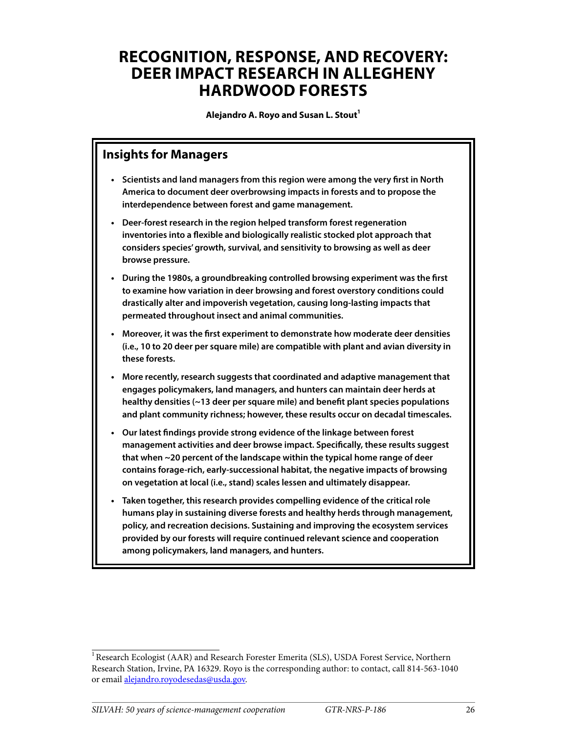# RECOGNITION, RESPONSE, AND RECOVERY: DEER IMPACT RESEARCH IN ALLEGHENY HARDWOOD FORESTS

**Alejandro A. Royo and Susan L. Stout[1]**

## Insights for Managers

- **Scientists and land managers from this region were among the very first in North America to document deer overbrowsing impacts in forests and to propose the interdependence between forest and game management.**
- **Deer-forest research in the region helped transform forest regeneration inventories into a flexible and biologically realistic stocked plot approach that considers species' growth, survival, and sensitivity to browsing as well as deer browse pressure.**
- **During the 1980s, a groundbreaking controlled browsing experiment was the first to examine how variation in deer browsing and forest overstory conditions could drastically alter and impoverish vegetation, causing long-lasting impacts that permeated throughout insect and animal communities.**
- **Moreover, it was the first experiment to demonstrate how moderate deer densities (i.e., 10 to 20 deer per square mile) are compatible with plant and avian diversity in these forests.**
- **More recently, research suggests that coordinated and adaptive management that engages policymakers, land managers, and hunters can maintain deer herds at healthy densities (~13 deer per square mile) and benefit plant species populations and plant community richness; however, these results occur on decadal timescales.**
- **Our latest findings provide strong evidence of the linkage between forest management activities and deer browse impact. Specifically, these results suggest that when ~20 percent of the landscape within the typical home range of deer contains forage-rich, early-successional habitat, the negative impacts of browsing on vegetation at local (i.e., stand) scales lessen and ultimately disappear.**
- **Taken together, this research provides compelling evidence of the critical role humans play in sustaining diverse forests and healthy herds through management, policy, and recreation decisions. Sustaining and improving the ecosystem services provided by our forests will require continued relevant science and cooperation among policymakers, land managers, and hunters.**

[1] Research Ecologist (AAR) and Research Forester Emerita (SLS), USDA Forest Service, Northern Research Station, Irvine, PA 16329. Royo is the corresponding author: to contact, call 814-563-1040 or email alejandro.royodesedas@usda.gov.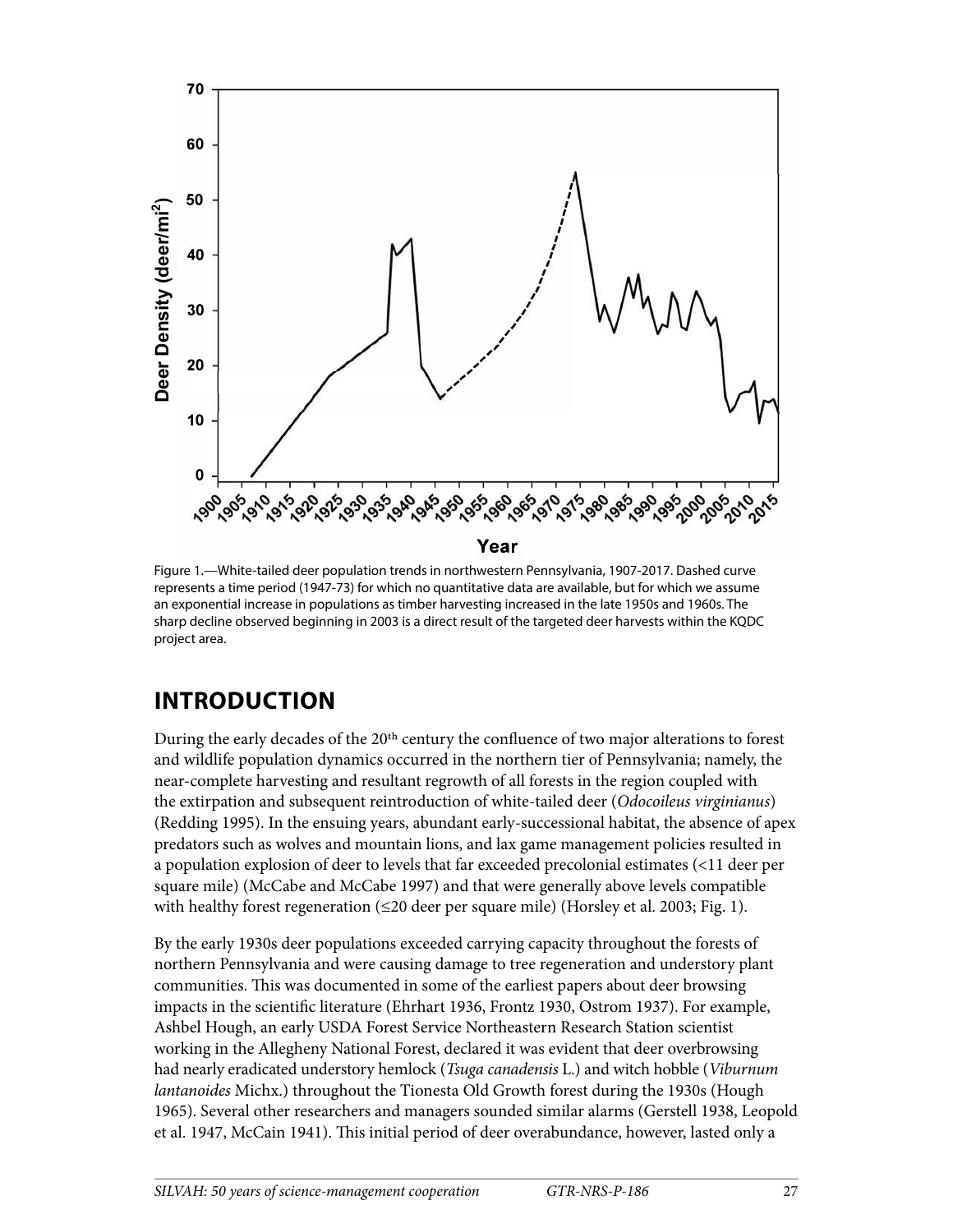Figure 1.—White-tailed deer population trends in northwestern Pennsylvania, 1907-2017. Dashed curve represents a time period (1947-73) for which no quantitative data are available, but for which we assume an exponential increase in populations as timber harvesting increased in the late 1950s and 1960s. The sharp decline observed beginning in 2003 is a direct result of the targeted deer harvests within the KQDC project area.

## INTRODUCTION

During the early decades of the 20th century the confluence of two major alterations to forest and wildlife population dynamics occurred in the northern tier of Pennsylvania; namely, the near-complete harvesting and resultant regrowth of all forests in the region coupled with the extirpation and subsequent reintroduction of white-tailed deer (*Odocoileus virginianus*) (Redding 1995). In the ensuing years, abundant early-successional habitat, the absence of apex predators such as wolves and mountain lions, and lax game management policies resulted in a population explosion of deer to levels that far exceeded precolonial estimates (<11 deer per square mile) (McCabe and McCabe 1997) and that were generally above levels compatible with healthy forest regeneration (≤20 deer per square mile) (Horsley et al. 2003; Fig. 1).

By the early 1930s deer populations exceeded carrying capacity throughout the forests of northern Pennsylvania and were causing damage to tree regeneration and understory plant communities. This was documented in some of the earliest papers about deer browsing impacts in the scientific literature (Ehrhart 1936, Frontz 1930, Ostrom 1937). For example, Ashbel Hough, an early USDA Forest Service Northeastern Research Station scientist working in the Allegheny National Forest, declared it was evident that deer overbrowsing had nearly eradicated understory hemlock (*Tsuga canadensis* L.) and witch hobble (*Viburnum lantanoides* Michx.) throughout the Tionesta Old Growth forest during the 1930s (Hough 1965). Several other researchers and managers sounded similar alarms (Gerstell 1938, Leopold et al. 1947, McCain 1941). This initial period of deer overabundance, however, lasted only a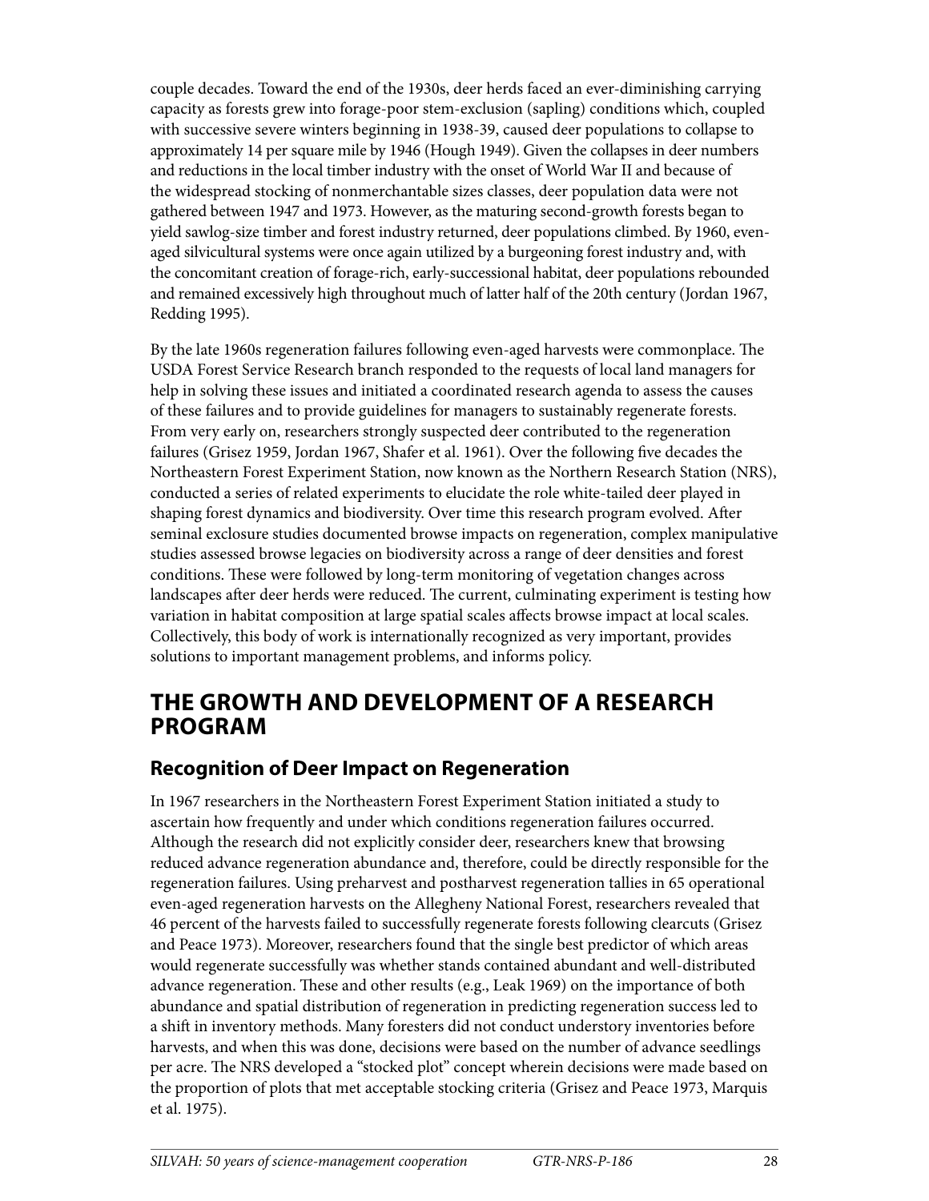couple decades. Toward the end of the 1930s, deer herds faced an ever-diminishing carrying capacity as forests grew into forage-poor stem-exclusion (sapling) conditions which, coupled with successive severe winters beginning in 1938-39, caused deer populations to collapse to approximately 14 per square mile by 1946 (Hough 1949). Given the collapses in deer numbers and reductions in the local timber industry with the onset of World War II and because of the widespread stocking of nonmerchantable sizes classes, deer population data were not gathered between 1947 and 1973. However, as the maturing second-growth forests began to yield sawlog-size timber and forest industry returned, deer populations climbed. By 1960, even-aged silvicultural systems were once again utilized by a burgeoning forest industry and, with the concomitant creation of forage-rich, early-successional habitat, deer populations rebounded and remained excessively high throughout much of latter half of the 20th century (Jordan 1967, Redding 1995).

By the late 1960s regeneration failures following even-aged harvests were commonplace. The USDA Forest Service Research branch responded to the requests of local land managers for help in solving these issues and initiated a coordinated research agenda to assess the causes of these failures and to provide guidelines for managers to sustainably regenerate forests. From very early on, researchers strongly suspected deer contributed to the regeneration failures (Grisez 1959, Jordan 1967, Shafer et al. 1961). Over the following five decades the Northeastern Forest Experiment Station, now known as the Northern Research Station (NRS), conducted a series of related experiments to elucidate the role white-tailed deer played in shaping forest dynamics and biodiversity. Over time this research program evolved. After seminal exclosure studies documented browse impacts on regeneration, complex manipulative studies assessed browse legacies on biodiversity across a range of deer densities and forest conditions. These were followed by long-term monitoring of vegetation changes across landscapes after deer herds were reduced. The current, culminating experiment is testing how variation in habitat composition at large spatial scales affects browse impact at local scales. Collectively, this body of work is internationally recognized as very important, provides solutions to important management problems, and informs policy.

## THE GROWTH AND DEVELOPMENT OF A RESEARCH PROGRAM

### Recognition of Deer Impact on Regeneration

In 1967 researchers in the Northeastern Forest Experiment Station initiated a study to ascertain how frequently and under which conditions regeneration failures occurred. Although the research did not explicitly consider deer, researchers knew that browsing reduced advance regeneration abundance and, therefore, could be directly responsible for the regeneration failures. Using preharvest and postharvest regeneration tallies in 65 operational even-aged regeneration harvests on the Allegheny National Forest, researchers revealed that 46 percent of the harvests failed to successfully regenerate forests following clearcuts (Grisez and Peace 1973). Moreover, researchers found that the single best predictor of which areas would regenerate successfully was whether stands contained abundant and well-distributed advance regeneration. These and other results (e.g., Leak 1969) on the importance of both abundance and spatial distribution of regeneration in predicting regeneration success led to a shift in inventory methods. Many foresters did not conduct understory inventories before harvests, and when this was done, decisions were based on the number of advance seedlings per acre. The NRS developed a "stocked plot" concept wherein decisions were made based on the proportion of plots that met acceptable stocking criteria (Grisez and Peace 1973, Marquis et al. 1975).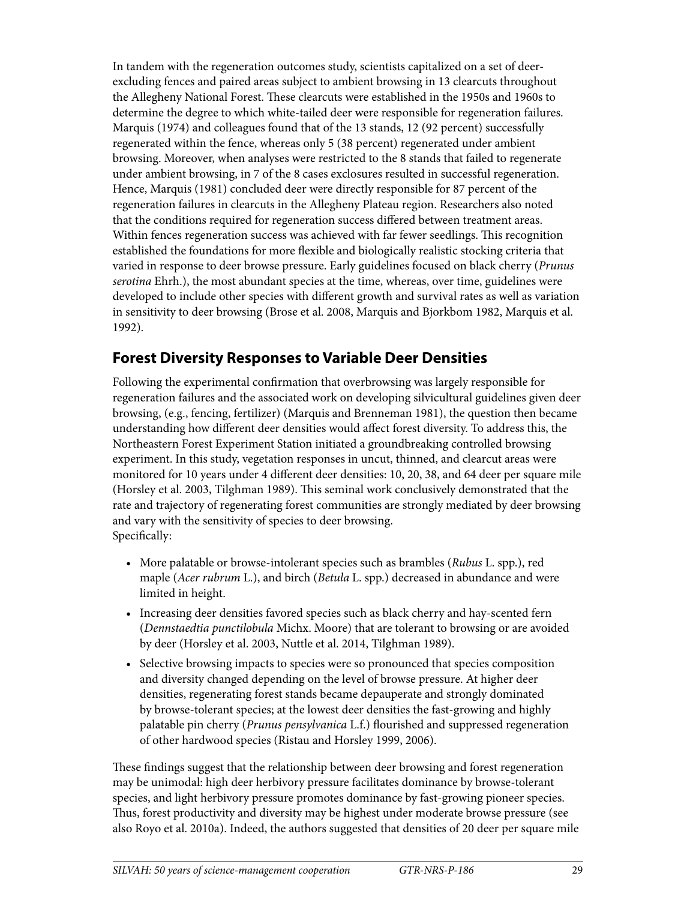In tandem with the regeneration outcomes study, scientists capitalized on a set of deer-excluding fences and paired areas subject to ambient browsing in 13 clearcuts throughout the Allegheny National Forest. These clearcuts were established in the 1950s and 1960s to determine the degree to which white-tailed deer were responsible for regeneration failures. Marquis (1974) and colleagues found that of the 13 stands, 12 (92 percent) successfully regenerated within the fence, whereas only 5 (38 percent) regenerated under ambient browsing. Moreover, when analyses were restricted to the 8 stands that failed to regenerate under ambient browsing, in 7 of the 8 cases exclosures resulted in successful regeneration. Hence, Marquis (1981) concluded deer were directly responsible for 87 percent of the regeneration failures in clearcuts in the Allegheny Plateau region. Researchers also noted that the conditions required for regeneration success differed between treatment areas. Within fences regeneration success was achieved with far fewer seedlings. This recognition established the foundations for more flexible and biologically realistic stocking criteria that varied in response to deer browse pressure. Early guidelines focused on black cherry (*Prunus serotina* Ehrh.), the most abundant species at the time, whereas, over time, guidelines were developed to include other species with different growth and survival rates as well as variation in sensitivity to deer browsing (Brose et al. 2008, Marquis and Bjorkbom 1982, Marquis et al. 1992).

## Forest Diversity Responses to Variable Deer Densities

Following the experimental confirmation that overbrowsing was largely responsible for regeneration failures and the associated work on developing silvicultural guidelines given deer browsing, (e.g., fencing, fertilizer) (Marquis and Brenneman 1981), the question then became understanding how different deer densities would affect forest diversity. To address this, the Northeastern Forest Experiment Station initiated a groundbreaking controlled browsing experiment. In this study, vegetation responses in uncut, thinned, and clearcut areas were monitored for 10 years under 4 different deer densities: 10, 20, 38, and 64 deer per square mile (Horsley et al. 2003, Tilghman 1989). This seminal work conclusively demonstrated that the rate and trajectory of regenerating forest communities are strongly mediated by deer browsing and vary with the sensitivity of species to deer browsing.
Specifically:

- More palatable or browse-intolerant species such as brambles (*Rubus* L. spp.), red maple (*Acer rubrum* L.), and birch (*Betula* L. spp.) decreased in abundance and were limited in height.
- Increasing deer densities favored species such as black cherry and hay-scented fern (*Dennstaedtia punctilobula* Michx. Moore) that are tolerant to browsing or are avoided by deer (Horsley et al. 2003, Nuttle et al. 2014, Tilghman 1989).
- Selective browsing impacts to species were so pronounced that species composition and diversity changed depending on the level of browse pressure. At higher deer densities, regenerating forest stands became depauperate and strongly dominated by browse-tolerant species; at the lowest deer densities the fast-growing and highly palatable pin cherry (*Prunus pensylvanica* L.f.) flourished and suppressed regeneration of other hardwood species (Ristau and Horsley 1999, 2006).

These findings suggest that the relationship between deer browsing and forest regeneration may be unimodal: high deer herbivory pressure facilitates dominance by browse-tolerant species, and light herbivory pressure promotes dominance by fast-growing pioneer species. Thus, forest productivity and diversity may be highest under moderate browse pressure (see also Royo et al. 2010a). Indeed, the authors suggested that densities of 20 deer per square mile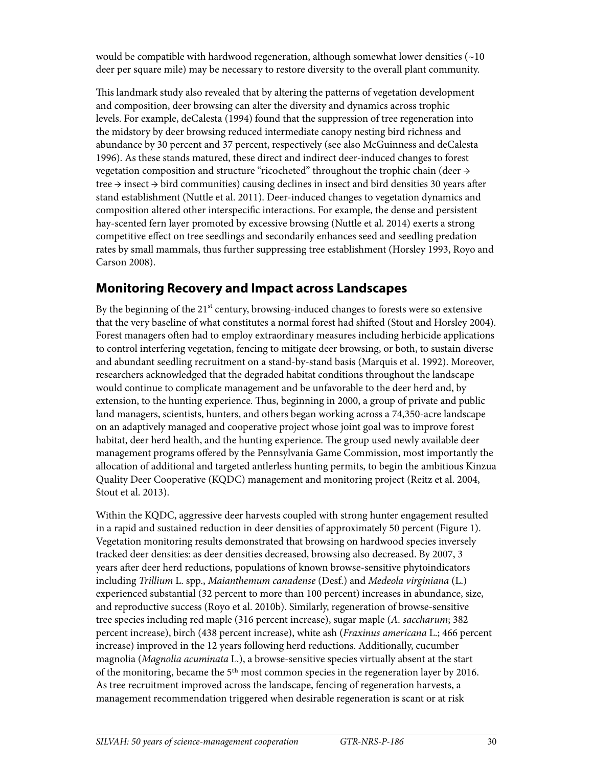would be compatible with hardwood regeneration, although somewhat lower densities (~10 deer per square mile) may be necessary to restore diversity to the overall plant community.

This landmark study also revealed that by altering the patterns of vegetation development and composition, deer browsing can alter the diversity and dynamics across trophic levels. For example, deCalesta (1994) found that the suppression of tree regeneration into the midstory by deer browsing reduced intermediate canopy nesting bird richness and abundance by 30 percent and 37 percent, respectively (see also McGuinness and deCalesta 1996). As these stands matured, these direct and indirect deer-induced changes to forest vegetation composition and structure "ricocheted" throughout the trophic chain (deer → tree → insect → bird communities) causing declines in insect and bird densities 30 years after stand establishment (Nuttle et al. 2011). Deer-induced changes to vegetation dynamics and composition altered other interspecific interactions. For example, the dense and persistent hay-scented fern layer promoted by excessive browsing (Nuttle et al. 2014) exerts a strong competitive effect on tree seedlings and secondarily enhances seed and seedling predation rates by small mammals, thus further suppressing tree establishment (Horsley 1993, Royo and Carson 2008).

## Monitoring Recovery and Impact across Landscapes

By the beginning of the 21st century, browsing-induced changes to forests were so extensive that the very baseline of what constitutes a normal forest had shifted (Stout and Horsley 2004). Forest managers often had to employ extraordinary measures including herbicide applications to control interfering vegetation, fencing to mitigate deer browsing, or both, to sustain diverse and abundant seedling recruitment on a stand-by-stand basis (Marquis et al. 1992). Moreover, researchers acknowledged that the degraded habitat conditions throughout the landscape would continue to complicate management and be unfavorable to the deer herd and, by extension, to the hunting experience. Thus, beginning in 2000, a group of private and public land managers, scientists, hunters, and others began working across a 74,350-acre landscape on an adaptively managed and cooperative project whose joint goal was to improve forest habitat, deer herd health, and the hunting experience. The group used newly available deer management programs offered by the Pennsylvania Game Commission, most importantly the allocation of additional and targeted antlerless hunting permits, to begin the ambitious Kinzua Quality Deer Cooperative (KQDC) management and monitoring project (Reitz et al. 2004, Stout et al. 2013).

Within the KQDC, aggressive deer harvests coupled with strong hunter engagement resulted in a rapid and sustained reduction in deer densities of approximately 50 percent (Figure 1). Vegetation monitoring results demonstrated that browsing on hardwood species inversely tracked deer densities: as deer densities decreased, browsing also decreased. By 2007, 3 years after deer herd reductions, populations of known browse-sensitive phytoindicators including *Trillium* L. spp., *Maianthemum canadense* (Desf.) and *Medeola virginiana* (L.) experienced substantial (32 percent to more than 100 percent) increases in abundance, size, and reproductive success (Royo et al. 2010b). Similarly, regeneration of browse-sensitive tree species including red maple (316 percent increase), sugar maple (*A. saccharum*; 382 percent increase), birch (438 percent increase), white ash (*Fraxinus americana* L.; 466 percent increase) improved in the 12 years following herd reductions. Additionally, cucumber magnolia (*Magnolia acuminata* L.), a browse-sensitive species virtually absent at the start of the monitoring, became the 5th most common species in the regeneration layer by 2016. As tree recruitment improved across the landscape, fencing of regeneration harvests, a management recommendation triggered when desirable regeneration is scant or at risk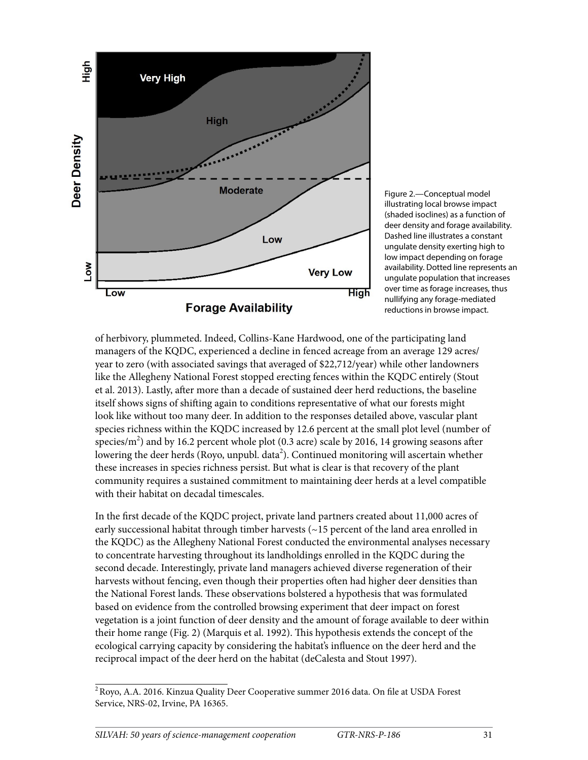Figure 2.—Conceptual model illustrating local browse impact (shaded isoclines) as a function of deer density and forage availability. Dashed line illustrates a constant ungulate density exerting high to low impact depending on forage availability. Dotted line represents an ungulate population that increases over time as forage increases, thus nullifying any forage-mediated reductions in browse impact.

of herbivory, plummeted. Indeed, Collins-Kane Hardwood, one of the participating land managers of the KQDC, experienced a decline in fenced acreage from an average 129 acres/year to zero (with associated savings that averaged of $22,712/year) while other landowners like the Allegheny National Forest stopped erecting fences within the KQDC entirely (Stout et al. 2013). Lastly, after more than a decade of sustained deer herd reductions, the baseline itself shows signs of shifting again to conditions representative of what our forests might look like without too many deer. In addition to the responses detailed above, vascular plant species richness within the KQDC increased by 12.6 percent at the small plot level (number of species/m$^2$) and by 16.2 percent whole plot (0.3 acre) scale by 2016, 14 growing seasons after lowering the deer herds (Royo, unpubl. data[2]). Continued monitoring will ascertain whether these increases in species richness persist. But what is clear is that recovery of the plant community requires a sustained commitment to maintaining deer herds at a level compatible with their habitat on decadal timescales.

In the first decade of the KQDC project, private land partners created about 11,000 acres of early successional habitat through timber harvests (~15 percent of the land area enrolled in the KQDC) as the Allegheny National Forest conducted the environmental analyses necessary to concentrate harvesting throughout its landholdings enrolled in the KQDC during the second decade. Interestingly, private land managers achieved diverse regeneration of their harvests without fencing, even though their properties often had higher deer densities than the National Forest lands. These observations bolstered a hypothesis that was formulated based on evidence from the controlled browsing experiment that deer impact on forest vegetation is a joint function of deer density and the amount of forage available to deer within their home range (Fig. 2) (Marquis et al. 1992). This hypothesis extends the concept of the ecological carrying capacity by considering the habitat's influence on the deer herd and the reciprocal impact of the deer herd on the habitat (deCalesta and Stout 1997).

[2] Royo, A.A. 2016. Kinzua Quality Deer Cooperative summer 2016 data. On file at USDA Forest Service, NRS-02, Irvine, PA 16365.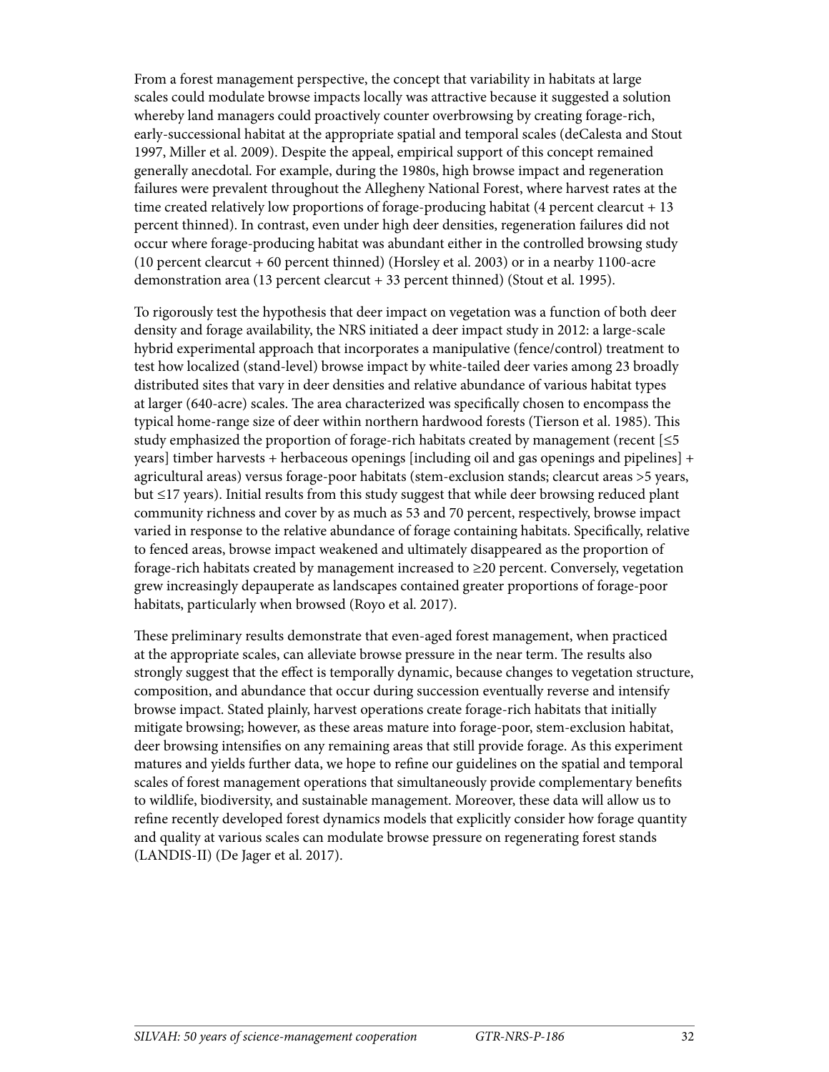From a forest management perspective, the concept that variability in habitats at large scales could modulate browse impacts locally was attractive because it suggested a solution whereby land managers could proactively counter overbrowsing by creating forage-rich, early-successional habitat at the appropriate spatial and temporal scales (deCalesta and Stout 1997, Miller et al. 2009). Despite the appeal, empirical support of this concept remained generally anecdotal. For example, during the 1980s, high browse impact and regeneration failures were prevalent throughout the Allegheny National Forest, where harvest rates at the time created relatively low proportions of forage-producing habitat (4 percent clearcut + 13 percent thinned). In contrast, even under high deer densities, regeneration failures did not occur where forage-producing habitat was abundant either in the controlled browsing study (10 percent clearcut + 60 percent thinned) (Horsley et al. 2003) or in a nearby 1100-acre demonstration area (13 percent clearcut + 33 percent thinned) (Stout et al. 1995).

To rigorously test the hypothesis that deer impact on vegetation was a function of both deer density and forage availability, the NRS initiated a deer impact study in 2012: a large-scale hybrid experimental approach that incorporates a manipulative (fence/control) treatment to test how localized (stand-level) browse impact by white-tailed deer varies among 23 broadly distributed sites that vary in deer densities and relative abundance of various habitat types at larger (640-acre) scales. The area characterized was specifically chosen to encompass the typical home-range size of deer within northern hardwood forests (Tierson et al. 1985). This study emphasized the proportion of forage-rich habitats created by management (recent [≤5 years] timber harvests + herbaceous openings [including oil and gas openings and pipelines] + agricultural areas) versus forage-poor habitats (stem-exclusion stands; clearcut areas >5 years, but ≤17 years). Initial results from this study suggest that while deer browsing reduced plant community richness and cover by as much as 53 and 70 percent, respectively, browse impact varied in response to the relative abundance of forage containing habitats. Specifically, relative to fenced areas, browse impact weakened and ultimately disappeared as the proportion of forage-rich habitats created by management increased to ≥20 percent. Conversely, vegetation grew increasingly depauperate as landscapes contained greater proportions of forage-poor habitats, particularly when browsed (Royo et al. 2017).

These preliminary results demonstrate that even-aged forest management, when practiced at the appropriate scales, can alleviate browse pressure in the near term. The results also strongly suggest that the effect is temporally dynamic, because changes to vegetation structure, composition, and abundance that occur during succession eventually reverse and intensify browse impact. Stated plainly, harvest operations create forage-rich habitats that initially mitigate browsing; however, as these areas mature into forage-poor, stem-exclusion habitat, deer browsing intensifies on any remaining areas that still provide forage. As this experiment matures and yields further data, we hope to refine our guidelines on the spatial and temporal scales of forest management operations that simultaneously provide complementary benefits to wildlife, biodiversity, and sustainable management. Moreover, these data will allow us to refine recently developed forest dynamics models that explicitly consider how forage quantity and quality at various scales can modulate browse pressure on regenerating forest stands (LANDIS-II) (De Jager et al. 2017).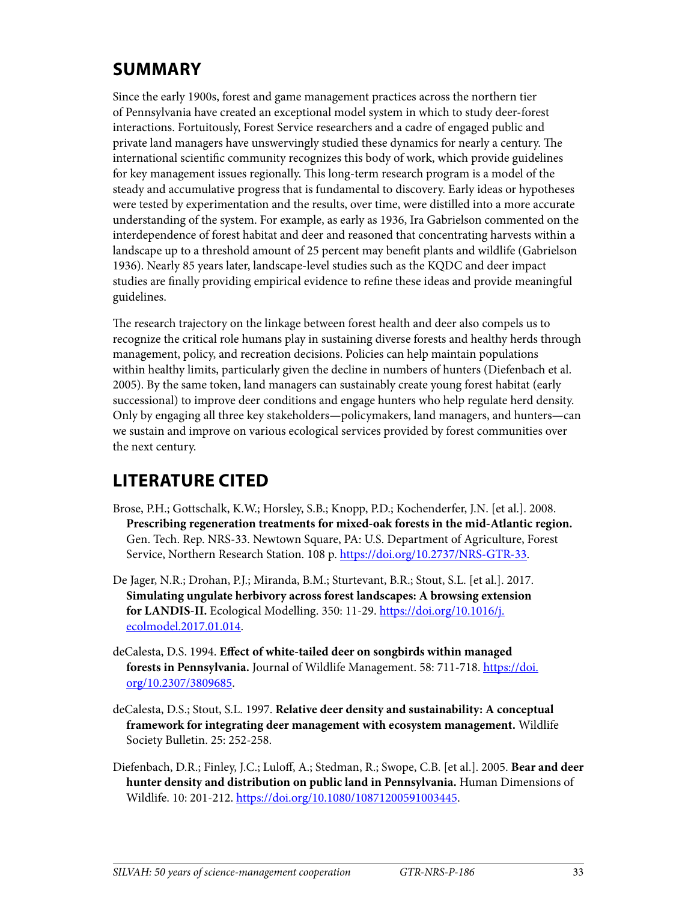## SUMMARY

Since the early 1900s, forest and game management practices across the northern tier of Pennsylvania have created an exceptional model system in which to study deer-forest interactions. Fortuitously, Forest Service researchers and a cadre of engaged public and private land managers have unswervingly studied these dynamics for nearly a century. The international scientific community recognizes this body of work, which provide guidelines for key management issues regionally. This long-term research program is a model of the steady and accumulative progress that is fundamental to discovery. Early ideas or hypotheses were tested by experimentation and the results, over time, were distilled into a more accurate understanding of the system. For example, as early as 1936, Ira Gabrielson commented on the interdependence of forest habitat and deer and reasoned that concentrating harvests within a landscape up to a threshold amount of 25 percent may benefit plants and wildlife (Gabrielson 1936). Nearly 85 years later, landscape-level studies such as the KQDC and deer impact studies are finally providing empirical evidence to refine these ideas and provide meaningful guidelines.

The research trajectory on the linkage between forest health and deer also compels us to recognize the critical role humans play in sustaining diverse forests and healthy herds through management, policy, and recreation decisions. Policies can help maintain populations within healthy limits, particularly given the decline in numbers of hunters (Diefenbach et al. 2005). By the same token, land managers can sustainably create young forest habitat (early successional) to improve deer conditions and engage hunters who help regulate herd density. Only by engaging all three key stakeholders—policymakers, land managers, and hunters—can we sustain and improve on various ecological services provided by forest communities over the next century.

## LITERATURE CITED

Brose, P.H.; Gottschalk, K.W.; Horsley, S.B.; Knopp, P.D.; Kochenderfer, J.N. [et al.]. 2008. **Prescribing regeneration treatments for mixed-oak forests in the mid-Atlantic region.** Gen. Tech. Rep. NRS-33. Newtown Square, PA: U.S. Department of Agriculture, Forest Service, Northern Research Station. 108 p. https://doi.org/10.2737/NRS-GTR-33.

De Jager, N.R.; Drohan, P.J.; Miranda, B.M.; Sturtevant, B.R.; Stout, S.L. [et al.]. 2017. **Simulating ungulate herbivory across forest landscapes: A browsing extension for LANDIS-II.** Ecological Modelling. 350: 11-29. https://doi.org/10.1016/j.ecolmodel.2017.01.014.

deCalesta, D.S. 1994. **Effect of white-tailed deer on songbirds within managed forests in Pennsylvania.** Journal of Wildlife Management. 58: 711-718. https://doi.org/10.2307/3809685.

deCalesta, D.S.; Stout, S.L. 1997. **Relative deer density and sustainability: A conceptual framework for integrating deer management with ecosystem management.** Wildlife Society Bulletin. 25: 252-258.

Diefenbach, D.R.; Finley, J.C.; Luloff, A.; Stedman, R.; Swope, C.B. [et al.]. 2005. **Bear and deer hunter density and distribution on public land in Pennsylvania.** Human Dimensions of Wildlife. 10: 201-212. https://doi.org/10.1080/10871200591003445.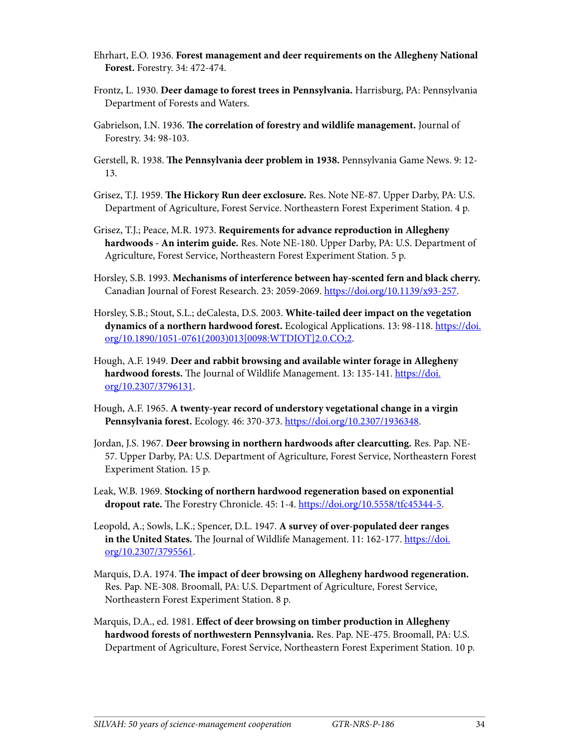Ehrhart, E.O. 1936. **Forest management and deer requirements on the Allegheny National Forest.** Forestry. 34: 472-474.

Frontz, L. 1930. **Deer damage to forest trees in Pennsylvania.** Harrisburg, PA: Pennsylvania Department of Forests and Waters.

Gabrielson, I.N. 1936. **The correlation of forestry and wildlife management.** Journal of Forestry. 34: 98-103.

Gerstell, R. 1938. **The Pennsylvania deer problem in 1938.** Pennsylvania Game News. 9: 12-13.

Grisez, T.J. 1959. **The Hickory Run deer exclosure.** Res. Note NE-87. Upper Darby, PA: U.S. Department of Agriculture, Forest Service. Northeastern Forest Experiment Station. 4 p.

Grisez, T.J.; Peace, M.R. 1973. **Requirements for advance reproduction in Allegheny hardwoods - An interim guide.** Res. Note NE-180. Upper Darby, PA: U.S. Department of Agriculture, Forest Service, Northeastern Forest Experiment Station. 5 p.

Horsley, S.B. 1993. **Mechanisms of interference between hay-scented fern and black cherry.** Canadian Journal of Forest Research. 23: 2059-2069. https://doi.org/10.1139/x93-257.

Horsley, S.B.; Stout, S.L.; deCalesta, D.S. 2003. **White-tailed deer impact on the vegetation dynamics of a northern hardwood forest.** Ecological Applications. 13: 98-118. https://doi.org/10.1890/1051-0761(2003)013[0098:WTDIOT]2.0.CO;2.

Hough, A.F. 1949. **Deer and rabbit browsing and available winter forage in Allegheny hardwood forests.** The Journal of Wildlife Management. 13: 135-141. https://doi.org/10.2307/3796131.

Hough, A.F. 1965. **A twenty-year record of understory vegetational change in a virgin Pennsylvania forest.** Ecology. 46: 370-373. https://doi.org/10.2307/1936348.

Jordan, J.S. 1967. **Deer browsing in northern hardwoods after clearcutting.** Res. Pap. NE-57. Upper Darby, PA: U.S. Department of Agriculture, Forest Service, Northeastern Forest Experiment Station. 15 p.

Leak, W.B. 1969. **Stocking of northern hardwood regeneration based on exponential dropout rate.** The Forestry Chronicle. 45: 1-4. https://doi.org/10.5558/tfc45344-5.

Leopold, A.; Sowls, L.K.; Spencer, D.L. 1947. **A survey of over-populated deer ranges in the United States.** The Journal of Wildlife Management. 11: 162-177. https://doi.org/10.2307/3795561.

Marquis, D.A. 1974. **The impact of deer browsing on Allegheny hardwood regeneration.** Res. Pap. NE-308. Broomall, PA: U.S. Department of Agriculture, Forest Service, Northeastern Forest Experiment Station. 8 p.

Marquis, D.A., ed. 1981. **Effect of deer browsing on timber production in Allegheny hardwood forests of northwestern Pennsylvania.** Res. Pap. NE-475. Broomall, PA: U.S. Department of Agriculture, Forest Service, Northeastern Forest Experiment Station. 10 p.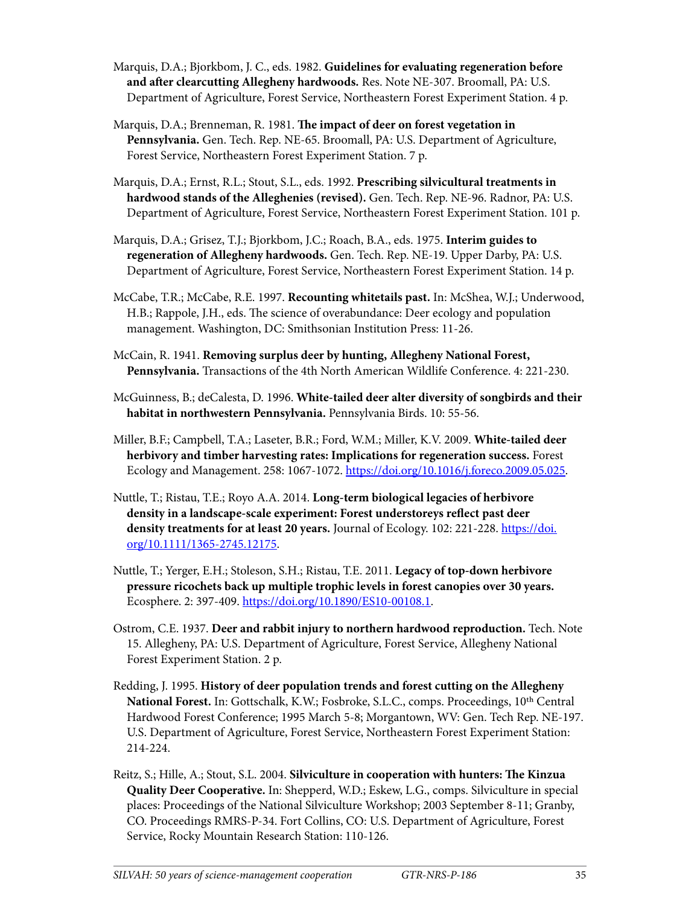Marquis, D.A.; Bjorkbom, J. C., eds. 1982. **Guidelines for evaluating regeneration before and after clearcutting Allegheny hardwoods.** Res. Note NE-307. Broomall, PA: U.S. Department of Agriculture, Forest Service, Northeastern Forest Experiment Station. 4 p.

Marquis, D.A.; Brenneman, R. 1981. **The impact of deer on forest vegetation in Pennsylvania.** Gen. Tech. Rep. NE-65. Broomall, PA: U.S. Department of Agriculture, Forest Service, Northeastern Forest Experiment Station. 7 p.

Marquis, D.A.; Ernst, R.L.; Stout, S.L., eds. 1992. **Prescribing silvicultural treatments in hardwood stands of the Alleghenies (revised).** Gen. Tech. Rep. NE-96. Radnor, PA: U.S. Department of Agriculture, Forest Service, Northeastern Forest Experiment Station. 101 p.

Marquis, D.A.; Grisez, T.J.; Bjorkbom, J.C.; Roach, B.A., eds. 1975. **Interim guides to regeneration of Allegheny hardwoods.** Gen. Tech. Rep. NE-19. Upper Darby, PA: U.S. Department of Agriculture, Forest Service, Northeastern Forest Experiment Station. 14 p.

McCabe, T.R.; McCabe, R.E. 1997. **Recounting whitetails past.** In: McShea, W.J.; Underwood, H.B.; Rappole, J.H., eds. The science of overabundance: Deer ecology and population management. Washington, DC: Smithsonian Institution Press: 11-26.

McCain, R. 1941. **Removing surplus deer by hunting, Allegheny National Forest, Pennsylvania.** Transactions of the 4th North American Wildlife Conference. 4: 221-230.

McGuinness, B.; deCalesta, D. 1996. **White-tailed deer alter diversity of songbirds and their habitat in northwestern Pennsylvania.** Pennsylvania Birds. 10: 55-56.

Miller, B.F.; Campbell, T.A.; Laseter, B.R.; Ford, W.M.; Miller, K.V. 2009. **White-tailed deer herbivory and timber harvesting rates: Implications for regeneration success.** Forest Ecology and Management. 258: 1067-1072. https://doi.org/10.1016/j.foreco.2009.05.025.

Nuttle, T.; Ristau, T.E.; Royo A.A. 2014. **Long-term biological legacies of herbivore density in a landscape-scale experiment: Forest understoreys reflect past deer density treatments for at least 20 years.** Journal of Ecology. 102: 221-228. https://doi.org/10.1111/1365-2745.12175.

Nuttle, T.; Yerger, E.H.; Stoleson, S.H.; Ristau, T.E. 2011. **Legacy of top-down herbivore pressure ricochets back up multiple trophic levels in forest canopies over 30 years.** Ecosphere. 2: 397-409. https://doi.org/10.1890/ES10-00108.1.

Ostrom, C.E. 1937. **Deer and rabbit injury to northern hardwood reproduction.** Tech. Note 15. Allegheny, PA: U.S. Department of Agriculture, Forest Service, Allegheny National Forest Experiment Station. 2 p.

Redding, J. 1995. **History of deer population trends and forest cutting on the Allegheny National Forest.** In: Gottschalk, K.W.; Fosbroke, S.L.C., comps. Proceedings, 10th Central Hardwood Forest Conference; 1995 March 5-8; Morgantown, WV: Gen. Tech Rep. NE-197. U.S. Department of Agriculture, Forest Service, Northeastern Forest Experiment Station: 214-224.

Reitz, S.; Hille, A.; Stout, S.L. 2004. **Silviculture in cooperation with hunters: The Kinzua Quality Deer Cooperative.** In: Shepperd, W.D.; Eskew, L.G., comps. Silviculture in special places: Proceedings of the National Silviculture Workshop; 2003 September 8-11; Granby, CO. Proceedings RMRS-P-34. Fort Collins, CO: U.S. Department of Agriculture, Forest Service, Rocky Mountain Research Station: 110-126.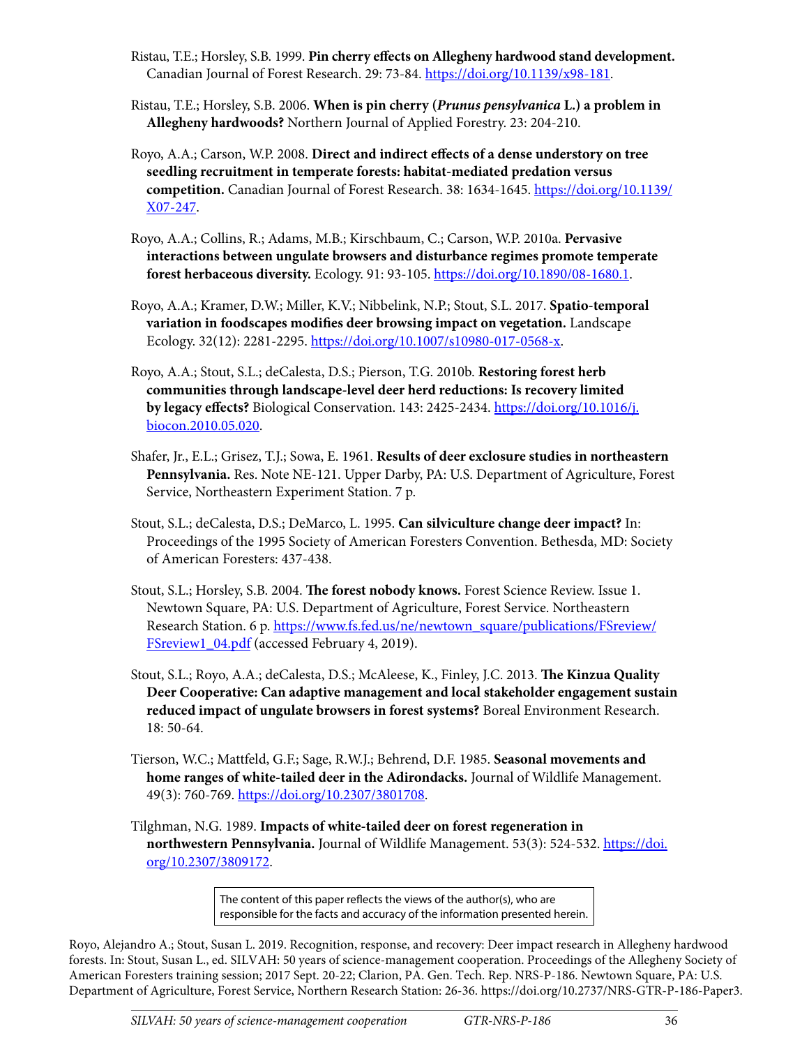Ristau, T.E.; Horsley, S.B. 1999. **Pin cherry effects on Allegheny hardwood stand development.** Canadian Journal of Forest Research. 29: 73-84. https://doi.org/10.1139/x98-181.

Ristau, T.E.; Horsley, S.B. 2006. **When is pin cherry (*Prunus pensylvanica* L.) a problem in Allegheny hardwoods?** Northern Journal of Applied Forestry. 23: 204-210.

Royo, A.A.; Carson, W.P. 2008. **Direct and indirect effects of a dense understory on tree seedling recruitment in temperate forests: habitat-mediated predation versus competition.** Canadian Journal of Forest Research. 38: 1634-1645. https://doi.org/10.1139/X07-247.

Royo, A.A.; Collins, R.; Adams, M.B.; Kirschbaum, C.; Carson, W.P. 2010a. **Pervasive interactions between ungulate browsers and disturbance regimes promote temperate forest herbaceous diversity.** Ecology. 91: 93-105. https://doi.org/10.1890/08-1680.1.

Royo, A.A.; Kramer, D.W.; Miller, K.V.; Nibbelink, N.P.; Stout, S.L. 2017. **Spatio-temporal variation in foodscapes modifies deer browsing impact on vegetation.** Landscape Ecology. 32(12): 2281-2295. https://doi.org/10.1007/s10980-017-0568-x.

Royo, A.A.; Stout, S.L.; deCalesta, D.S.; Pierson, T.G. 2010b. **Restoring forest herb communities through landscape-level deer herd reductions: Is recovery limited by legacy effects?** Biological Conservation. 143: 2425-2434. https://doi.org/10.1016/j.biocon.2010.05.020.

Shafer, Jr., E.L.; Grisez, T.J.; Sowa, E. 1961. **Results of deer exclosure studies in northeastern Pennsylvania.** Res. Note NE-121. Upper Darby, PA: U.S. Department of Agriculture, Forest Service, Northeastern Experiment Station. 7 p.

Stout, S.L.; deCalesta, D.S.; DeMarco, L. 1995. **Can silviculture change deer impact?** In: Proceedings of the 1995 Society of American Foresters Convention. Bethesda, MD: Society of American Foresters: 437-438.

Stout, S.L.; Horsley, S.B. 2004. **The forest nobody knows.** Forest Science Review. Issue 1. Newtown Square, PA: U.S. Department of Agriculture, Forest Service. Northeastern Research Station. 6 p. https://www.fs.fed.us/ne/newtown_square/publications/FSreview/FSreview1_04.pdf (accessed February 4, 2019).

Stout, S.L.; Royo, A.A.; deCalesta, D.S.; McAleese, K., Finley, J.C. 2013. **The Kinzua Quality Deer Cooperative: Can adaptive management and local stakeholder engagement sustain reduced impact of ungulate browsers in forest systems?** Boreal Environment Research. 18: 50-64.

Tierson, W.C.; Mattfeld, G.F.; Sage, R.W.J.; Behrend, D.F. 1985. **Seasonal movements and home ranges of white-tailed deer in the Adirondacks.** Journal of Wildlife Management. 49(3): 760-769. https://doi.org/10.2307/3801708.

Tilghman, N.G. 1989. **Impacts of white-tailed deer on forest regeneration in northwestern Pennsylvania.** Journal of Wildlife Management. 53(3): 524-532. https://doi.org/10.2307/3809172.

The content of this paper reflects the views of the author(s), who are responsible for the facts and accuracy of the information presented herein.

Royo, Alejandro A.; Stout, Susan L. 2019. Recognition, response, and recovery: Deer impact research in Allegheny hardwood forests. In: Stout, Susan L., ed. SILVAH: 50 years of science-management cooperation. Proceedings of the Allegheny Society of American Foresters training session; 2017 Sept. 20-22; Clarion, PA. Gen. Tech. Rep. NRS-P-186. Newtown Square, PA: U.S. Department of Agriculture, Forest Service, Northern Research Station: 26-36. https://doi.org/10.2737/NRS-GTR-P-186-Paper3.